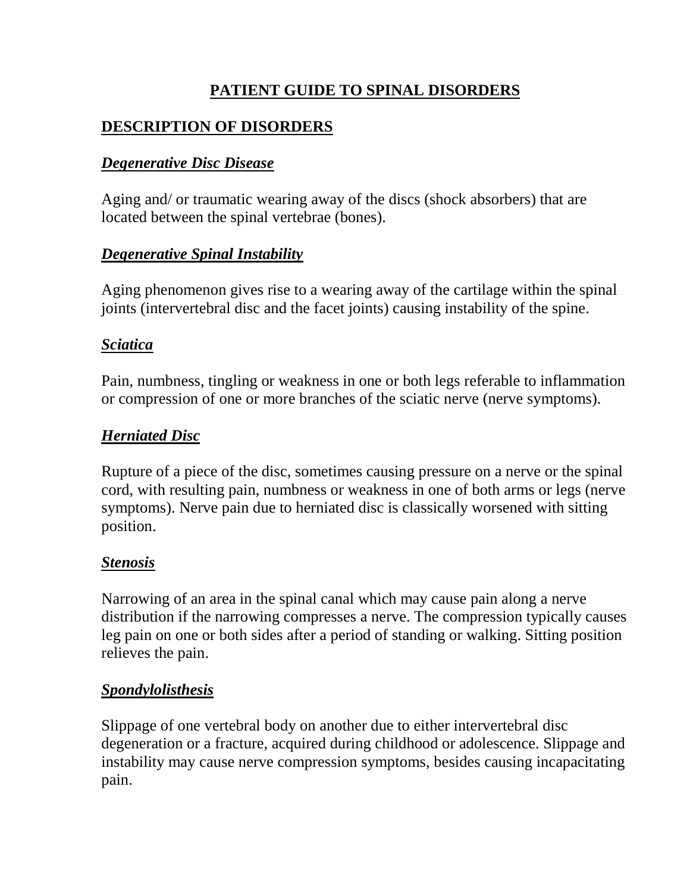# PATIENT GUIDE TO SPINAL DISORDERS

## DESCRIPTION OF DISORDERS

### *Degenerative Disc Disease*

Aging and/ or traumatic wearing away of the discs (shock absorbers) that are located between the spinal vertebrae (bones).

### *Degenerative Spinal Instability*

Aging phenomenon gives rise to a wearing away of the cartilage within the spinal joints (intervertebral disc and the facet joints) causing instability of the spine.

### *Sciatica*

Pain, numbness, tingling or weakness in one or both legs referable to inflammation or compression of one or more branches of the sciatic nerve (nerve symptoms).

### *Herniated Disc*

Rupture of a piece of the disc, sometimes causing pressure on a nerve or the spinal cord, with resulting pain, numbness or weakness in one of both arms or legs (nerve symptoms). Nerve pain due to herniated disc is classically worsened with sitting position.

### *Stenosis*

Narrowing of an area in the spinal canal which may cause pain along a nerve distribution if the narrowing compresses a nerve. The compression typically causes leg pain on one or both sides after a period of standing or walking. Sitting position relieves the pain.

### *Spondylolisthesis*

Slippage of one vertebral body on another due to either intervertebral disc degeneration or a fracture, acquired during childhood or adolescence. Slippage and instability may cause nerve compression symptoms, besides causing incapacitating pain.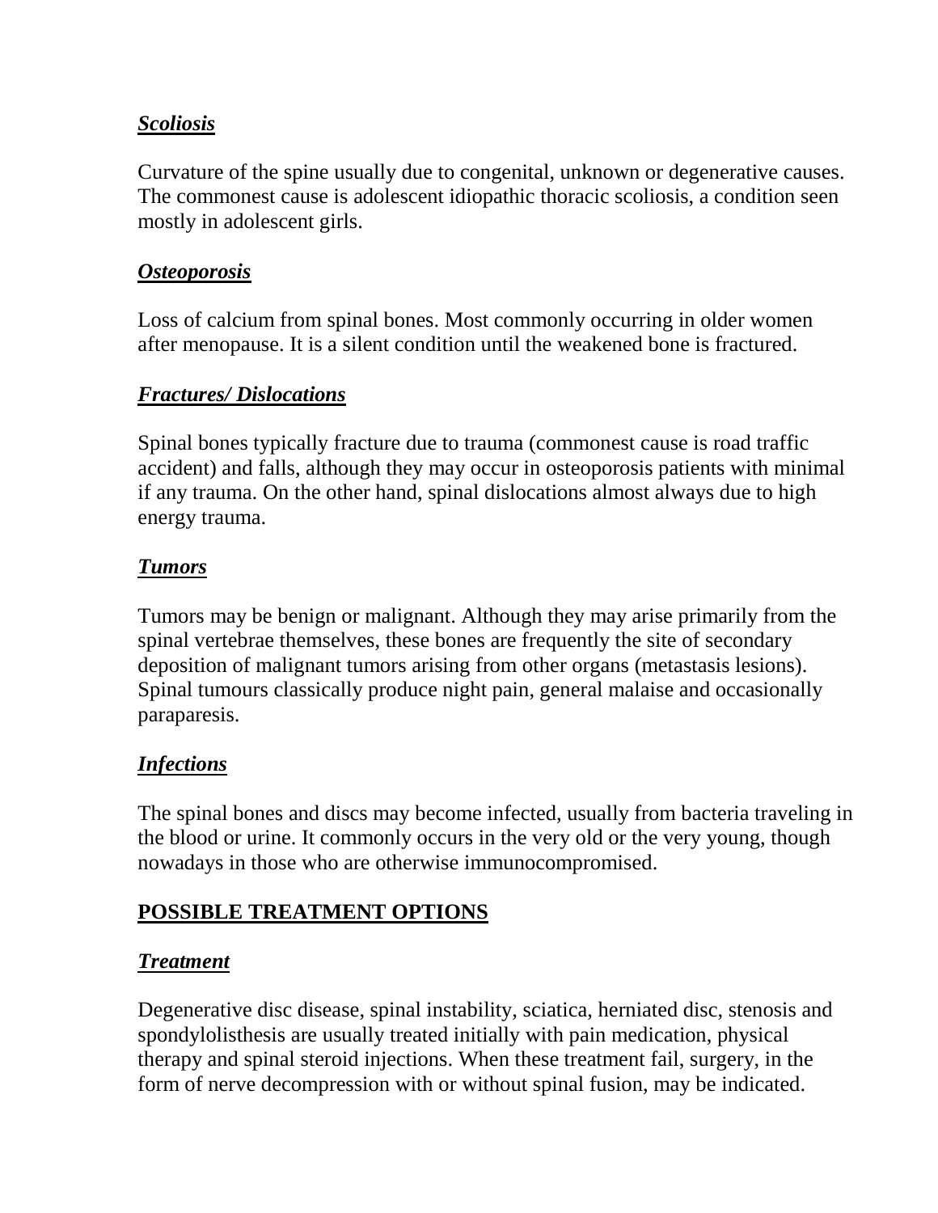### ***Scoliosis***

Curvature of the spine usually due to congenital, unknown or degenerative causes. The commonest cause is adolescent idiopathic thoracic scoliosis, a condition seen mostly in adolescent girls.

### ***Osteoporosis***

Loss of calcium from spinal bones. Most commonly occurring in older women after menopause. It is a silent condition until the weakened bone is fractured.

### ***Fractures/ Dislocations***

Spinal bones typically fracture due to trauma (commonest cause is road traffic accident) and falls, although they may occur in osteoporosis patients with minimal if any trauma. On the other hand, spinal dislocations almost always due to high energy trauma.

### ***Tumors***

Tumors may be benign or malignant. Although they may arise primarily from the spinal vertebrae themselves, these bones are frequently the site of secondary deposition of malignant tumors arising from other organs (metastasis lesions). Spinal tumours classically produce night pain, general malaise and occasionally paraparesis.

### ***Infections***

The spinal bones and discs may become infected, usually from bacteria traveling in the blood or urine. It commonly occurs in the very old or the very young, though nowadays in those who are otherwise immunocompromised.

## **POSSIBLE TREATMENT OPTIONS**

### ***Treatment***

Degenerative disc disease, spinal instability, sciatica, herniated disc, stenosis and spondylolisthesis are usually treated initially with pain medication, physical therapy and spinal steroid injections. When these treatment fail, surgery, in the form of nerve decompression with or without spinal fusion, may be indicated.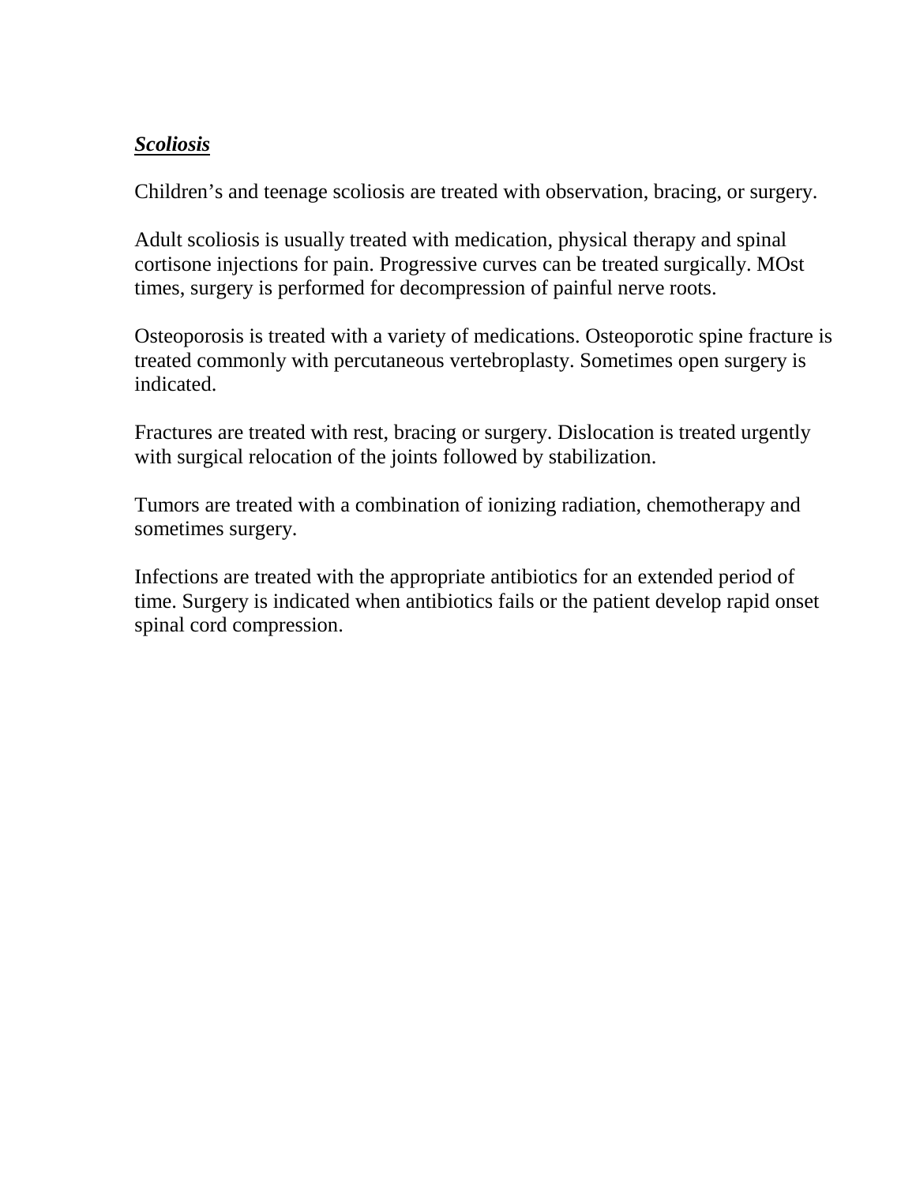***<u>Scoliosis</u>***

Children's and teenage scoliosis are treated with observation, bracing, or surgery.

Adult scoliosis is usually treated with medication, physical therapy and spinal cortisone injections for pain. Progressive curves can be treated surgically. MOst times, surgery is performed for decompression of painful nerve roots.

Osteoporosis is treated with a variety of medications. Osteoporotic spine fracture is treated commonly with percutaneous vertebroplasty. Sometimes open surgery is indicated.

Fractures are treated with rest, bracing or surgery. Dislocation is treated urgently with surgical relocation of the joints followed by stabilization.

Tumors are treated with a combination of ionizing radiation, chemotherapy and sometimes surgery.

Infections are treated with the appropriate antibiotics for an extended period of time. Surgery is indicated when antibiotics fails or the patient develop rapid onset spinal cord compression.